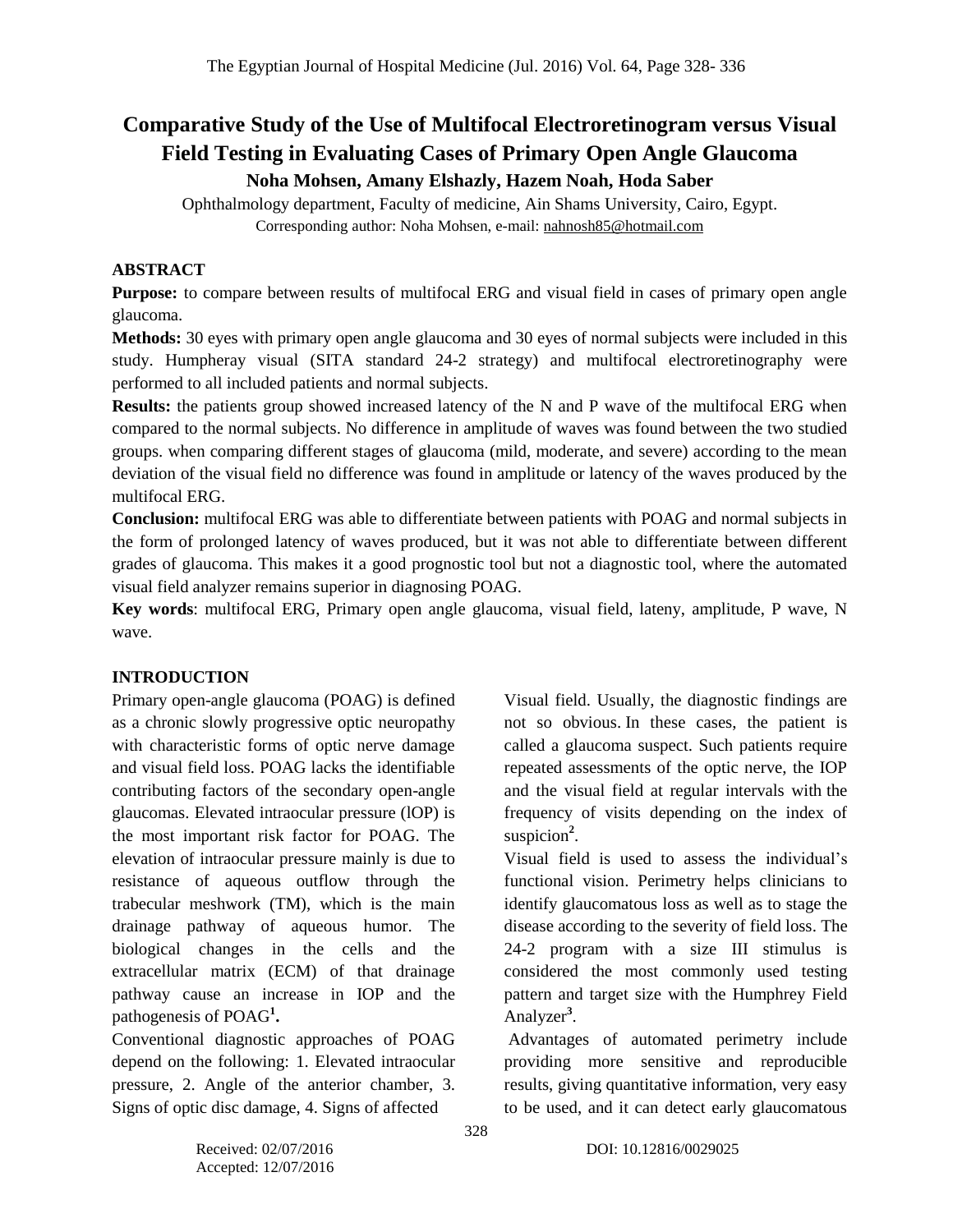# Comparative Study of the Use of Multifocal Electroretinogram versus Visual Field Testing in Evaluating Cases of Primary Open Angle Glaucoma

**Noha Mohsen, Amany Elshazly, Hazem Noah, Hoda Saber**

Ophthalmology department, Faculty of medicine, Ain Shams University, Cairo, Egypt.

Corresponding author: Noha Mohsen, e-mail: nahnosh85@hotmail.com

## ABSTRACT

**Purpose:** to compare between results of multifocal ERG and visual field in cases of primary open angle glaucoma.

**Methods:** 30 eyes with primary open angle glaucoma and 30 eyes of normal subjects were included in this study. Humpheray visual (SITA standard 24-2 strategy) and multifocal electroretinography were performed to all included patients and normal subjects.

**Results:** the patients group showed increased latency of the N and P wave of the multifocal ERG when compared to the normal subjects. No difference in amplitude of waves was found between the two studied groups. when comparing different stages of glaucoma (mild, moderate, and severe) according to the mean deviation of the visual field no difference was found in amplitude or latency of the waves produced by the multifocal ERG.

**Conclusion:** multifocal ERG was able to differentiate between patients with POAG and normal subjects in the form of prolonged latency of waves produced, but it was not able to differentiate between different grades of glaucoma. This makes it a good prognostic tool but not a diagnostic tool, where the automated visual field analyzer remains superior in diagnosing POAG.

**Key words**: multifocal ERG, Primary open angle glaucoma, visual field, lateny, amplitude, P wave, N wave.

## INTRODUCTION

Primary open-angle glaucoma (POAG) is defined as a chronic slowly progressive optic neuropathy with characteristic forms of optic nerve damage and visual field loss. POAG lacks the identifiable contributing factors of the secondary open-angle glaucomas. Elevated intraocular pressure (lOP) is the most important risk factor for POAG. The elevation of intraocular pressure mainly is due to resistance of aqueous outflow through the trabecular meshwork (TM), which is the main drainage pathway of aqueous humor. The biological changes in the cells and the extracellular matrix (ECM) of that drainage pathway cause an increase in IOP and the pathogenesis of POAG[1].

Conventional diagnostic approaches of POAG depend on the following: 1. Elevated intraocular pressure, 2. Angle of the anterior chamber, 3. Signs of optic disc damage, 4. Signs of affected Visual field. Usually, the diagnostic findings are not so obvious. In these cases, the patient is called a glaucoma suspect. Such patients require repeated assessments of the optic nerve, the IOP and the visual field at regular intervals with the frequency of visits depending on the index of suspicion[2].

Visual field is used to assess the individual's functional vision. Perimetry helps clinicians to identify glaucomatous loss as well as to stage the disease according to the severity of field loss. The 24-2 program with a size III stimulus is considered the most commonly used testing pattern and target size with the Humphrey Field Analyzer[3].

Advantages of automated perimetry include providing more sensitive and reproducible results, giving quantitative information, very easy to be used, and it can detect early glaucomatous

Received: 02/07/2016
Accepted: 12/07/2016

DOI: 10.12816/0029025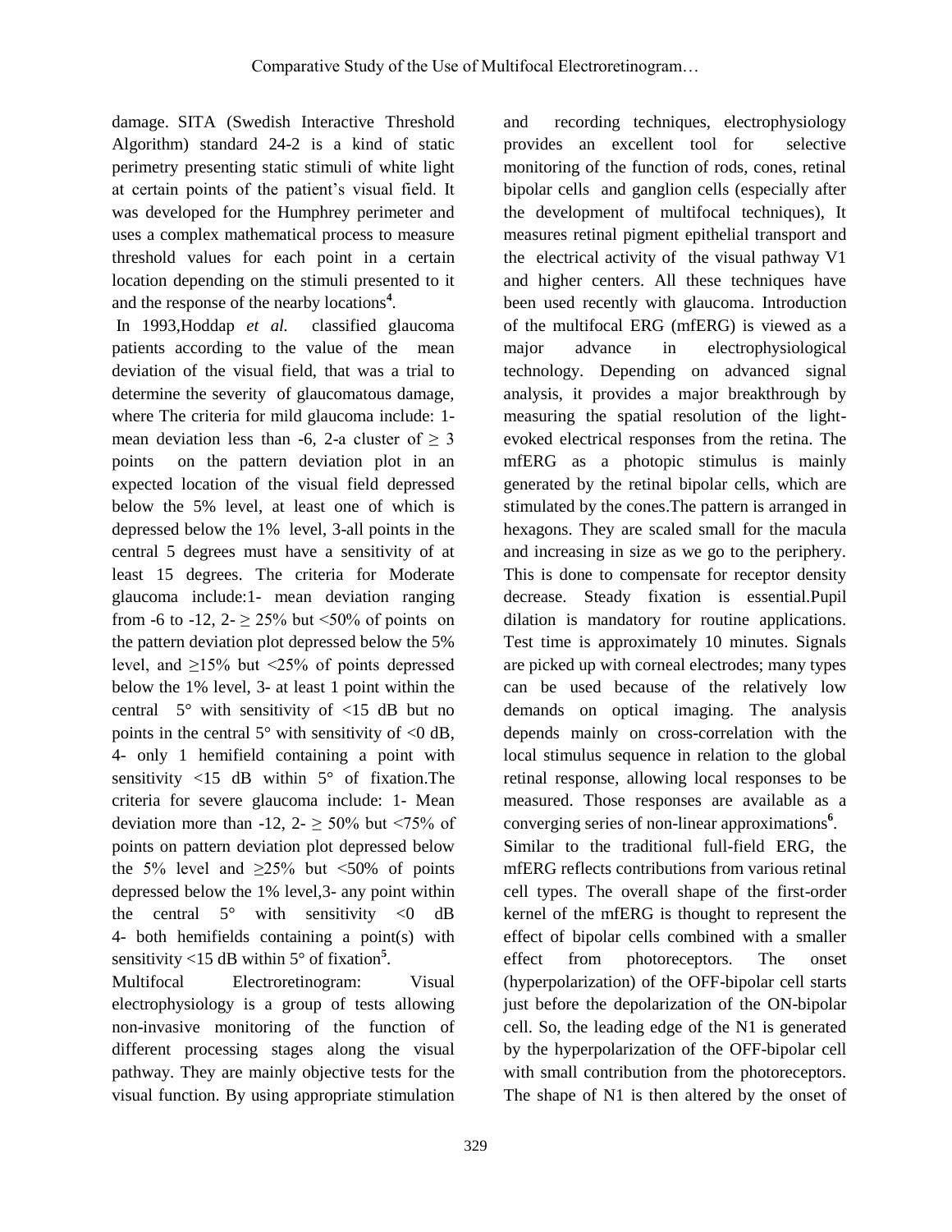damage. SITA (Swedish Interactive Threshold Algorithm) standard 24-2 is a kind of static perimetry presenting static stimuli of white light at certain points of the patient's visual field. It was developed for the Humphrey perimeter and uses a complex mathematical process to measure threshold values for each point in a certain location depending on the stimuli presented to it and the response of the nearby locations[4].

In 1993,Hoddap *et al.* classified glaucoma patients according to the value of the mean deviation of the visual field, that was a trial to determine the severity of glaucomatous damage, where The criteria for mild glaucoma include: 1- mean deviation less than -6, 2-a cluster of ≥ 3 points on the pattern deviation plot in an expected location of the visual field depressed below the 5% level, at least one of which is depressed below the 1% level, 3-all points in the central 5 degrees must have a sensitivity of at least 15 degrees. The criteria for Moderate glaucoma include:1- mean deviation ranging from -6 to -12, 2- ≥ 25% but <50% of points on the pattern deviation plot depressed below the 5% level, and ≥15% but <25% of points depressed below the 1% level, 3- at least 1 point within the central 5° with sensitivity of <15 dB but no points in the central 5° with sensitivity of <0 dB, 4- only 1 hemifield containing a point with sensitivity <15 dB within 5° of fixation.The criteria for severe glaucoma include: 1- Mean deviation more than -12, 2- ≥ 50% but <75% of points on pattern deviation plot depressed below the 5% level and ≥25% but <50% of points depressed below the 1% level,3- any point within the central 5° with sensitivity <0 dB 4- both hemifields containing a point(s) with sensitivity <15 dB within 5° of fixation[5].

Multifocal Electroretinogram: Visual electrophysiology is a group of tests allowing non-invasive monitoring of the function of different processing stages along the visual pathway. They are mainly objective tests for the visual function. By using appropriate stimulation and recording techniques, electrophysiology provides an excellent tool for selective monitoring of the function of rods, cones, retinal bipolar cells and ganglion cells (especially after the development of multifocal techniques), It measures retinal pigment epithelial transport and the electrical activity of the visual pathway V1 and higher centers. All these techniques have been used recently with glaucoma. Introduction of the multifocal ERG (mfERG) is viewed as a major advance in electrophysiological technology. Depending on advanced signal analysis, it provides a major breakthrough by measuring the spatial resolution of the light-evoked electrical responses from the retina. The mfERG as a photopic stimulus is mainly generated by the retinal bipolar cells, which are stimulated by the cones.The pattern is arranged in hexagons. They are scaled small for the macula and increasing in size as we go to the periphery. This is done to compensate for receptor density decrease. Steady fixation is essential.Pupil dilation is mandatory for routine applications. Test time is approximately 10 minutes. Signals are picked up with corneal electrodes; many types can be used because of the relatively low demands on optical imaging. The analysis depends mainly on cross-correlation with the local stimulus sequence in relation to the global retinal response, allowing local responses to be measured. Those responses are available as a converging series of non-linear approximations[6].

Similar to the traditional full-field ERG, the mfERG reflects contributions from various retinal cell types. The overall shape of the first-order kernel of the mfERG is thought to represent the effect of bipolar cells combined with a smaller effect from photoreceptors. The onset (hyperpolarization) of the OFF-bipolar cell starts just before the depolarization of the ON-bipolar cell. So, the leading edge of the N1 is generated by the hyperpolarization of the OFF-bipolar cell with small contribution from the photoreceptors. The shape of N1 is then altered by the onset of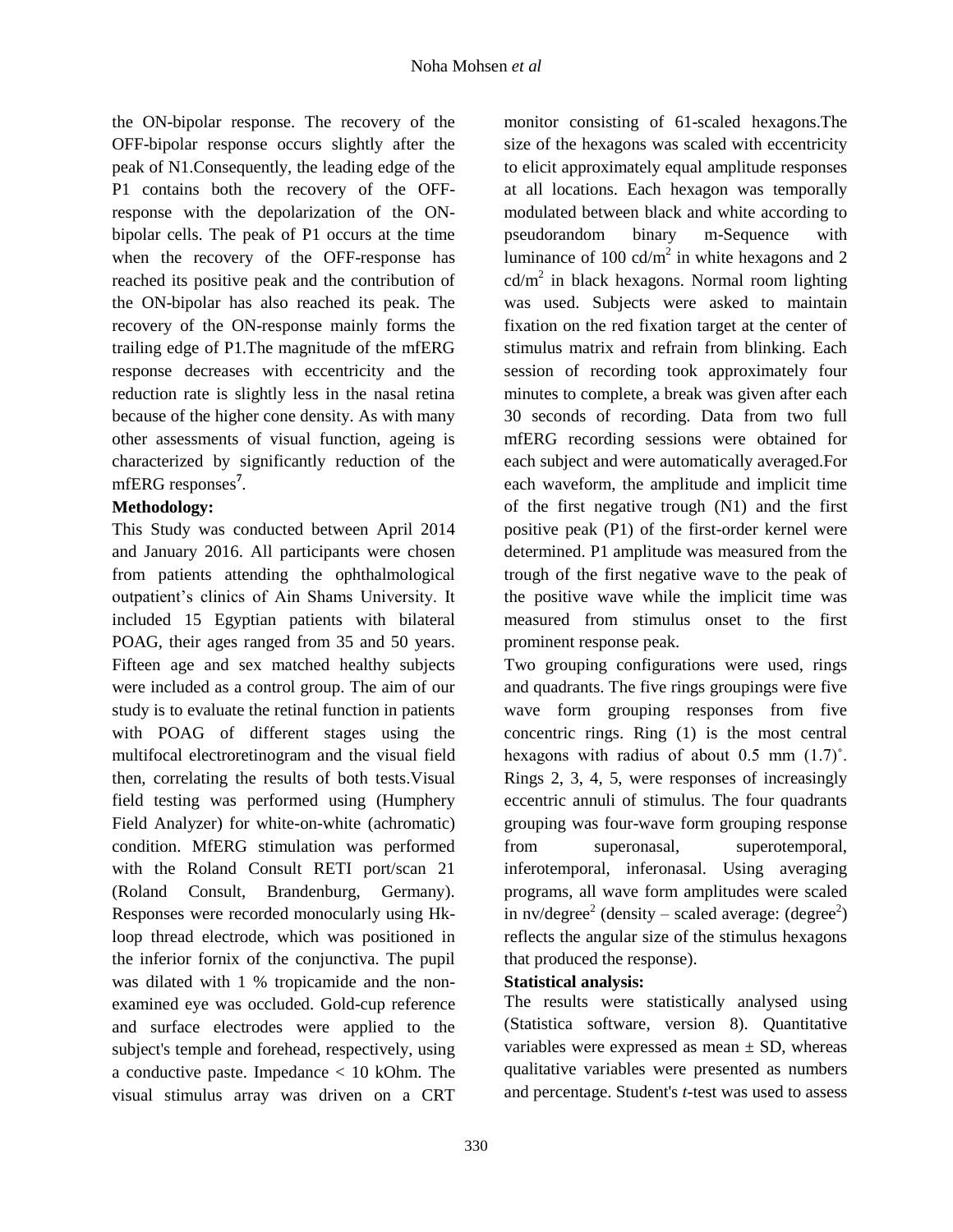the ON-bipolar response. The recovery of the OFF-bipolar response occurs slightly after the peak of N1.Consequently, the leading edge of the P1 contains both the recovery of the OFF-response with the depolarization of the ON-bipolar cells. The peak of P1 occurs at the time when the recovery of the OFF-response has reached its positive peak and the contribution of the ON-bipolar has also reached its peak. The recovery of the ON-response mainly forms the trailing edge of P1.The magnitude of the mfERG response decreases with eccentricity and the reduction rate is slightly less in the nasal retina because of the higher cone density. As with many other assessments of visual function, ageing is characterized by significantly reduction of the mfERG responses[7].

**Methodology:**

This Study was conducted between April 2014 and January 2016. All participants were chosen from patients attending the ophthalmological outpatient's clinics of Ain Shams University. It included 15 Egyptian patients with bilateral POAG, their ages ranged from 35 and 50 years. Fifteen age and sex matched healthy subjects were included as a control group. The aim of our study is to evaluate the retinal function in patients with POAG of different stages using the multifocal electroretinogram and the visual field then, correlating the results of both tests.Visual field testing was performed using (Humphery Field Analyzer) for white-on-white (achromatic) condition. MfERG stimulation was performed with the Roland Consult RETI port/scan 21 (Roland Consult, Brandenburg, Germany). Responses were recorded monocularly using Hk-loop thread electrode, which was positioned in the inferior fornix of the conjunctiva. The pupil was dilated with 1 % tropicamide and the non-examined eye was occluded. Gold-cup reference and surface electrodes were applied to the subject's temple and forehead, respectively, using a conductive paste. Impedance < 10 kOhm. The visual stimulus array was driven on a CRT monitor consisting of 61-scaled hexagons.The size of the hexagons was scaled with eccentricity to elicit approximately equal amplitude responses at all locations. Each hexagon was temporally modulated between black and white according to pseudorandom binary m-Sequence with luminance of 100 cd/m$^2$ in white hexagons and 2 cd/m$^2$ in black hexagons. Normal room lighting was used. Subjects were asked to maintain fixation on the red fixation target at the center of stimulus matrix and refrain from blinking. Each session of recording took approximately four minutes to complete, a break was given after each 30 seconds of recording. Data from two full mfERG recording sessions were obtained for each subject and were automatically averaged.For each waveform, the amplitude and implicit time of the first negative trough (N1) and the first positive peak (P1) of the first-order kernel were determined. P1 amplitude was measured from the trough of the first negative wave to the peak of the positive wave while the implicit time was measured from stimulus onset to the first prominent response peak.

Two grouping configurations were used, rings and quadrants. The five rings groupings were five wave form grouping responses from five concentric rings. Ring (1) is the most central hexagons with radius of about 0.5 mm (1.7)$^\circ$. Rings 2, 3, 4, 5, were responses of increasingly eccentric annuli of stimulus. The four quadrants grouping was four-wave form grouping response from superonasal, superotemporal, inferotemporal, inferonasal. Using averaging programs, all wave form amplitudes were scaled in nv/degree$^2$ (density – scaled average: (degree$^2$) reflects the angular size of the stimulus hexagons that produced the response).

**Statistical analysis:**

The results were statistically analysed using (Statistica software, version 8). Quantitative variables were expressed as mean ± SD, whereas qualitative variables were presented as numbers and percentage. Student's *t*-test was used to assess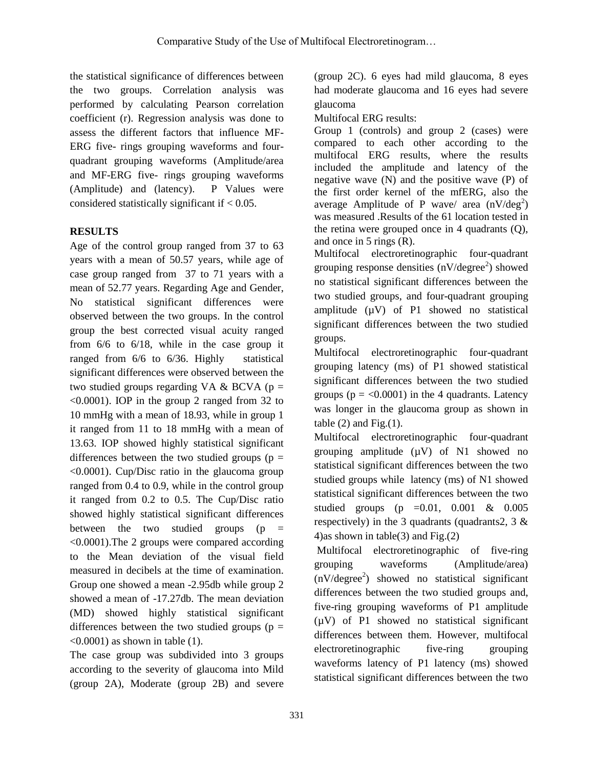the statistical significance of differences between the two groups. Correlation analysis was performed by calculating Pearson correlation coefficient (r). Regression analysis was done to assess the different factors that influence MF-ERG five- rings grouping waveforms and four-quadrant grouping waveforms (Amplitude/area and MF-ERG five- rings grouping waveforms (Amplitude) and (latency). P Values were considered statistically significant if < 0.05.

## RESULTS

Age of the control group ranged from 37 to 63 years with a mean of 50.57 years, while age of case group ranged from 37 to 71 years with a mean of 52.77 years. Regarding Age and Gender, No statistical significant differences were observed between the two groups. In the control group the best corrected visual acuity ranged from 6/6 to 6/18, while in the case group it ranged from 6/6 to 6/36. Highly statistical significant differences were observed between the two studied groups regarding VA & BCVA (p = <0.0001). IOP in the group 2 ranged from 32 to 10 mmHg with a mean of 18.93, while in group 1 it ranged from 11 to 18 mmHg with a mean of 13.63. IOP showed highly statistical significant differences between the two studied groups (p = <0.0001). Cup/Disc ratio in the glaucoma group ranged from 0.4 to 0.9, while in the control group it ranged from 0.2 to 0.5. The Cup/Disc ratio showed highly statistical significant differences between the two studied groups (p = <0.0001).The 2 groups were compared according to the Mean deviation of the visual field measured in decibels at the time of examination. Group one showed a mean -2.95db while group 2 showed a mean of -17.27db. The mean deviation (MD) showed highly statistical significant differences between the two studied groups (p = <0.0001) as shown in table (1).

The case group was subdivided into 3 groups according to the severity of glaucoma into Mild (group 2A), Moderate (group 2B) and severe (group 2C). 6 eyes had mild glaucoma, 8 eyes had moderate glaucoma and 16 eyes had severe glaucoma

Multifocal ERG results:

Group 1 (controls) and group 2 (cases) were compared to each other according to the multifocal ERG results, where the results included the amplitude and latency of the negative wave (N) and the positive wave (P) of the first order kernel of the mfERG, also the average Amplitude of P wave/ area (nV/deg$^2$) was measured .Results of the 61 location tested in the retina were grouped once in 4 quadrants (Q), and once in 5 rings (R).

Multifocal electroretinographic four-quadrant grouping response densities (nV/degree$^2$) showed no statistical significant differences between the two studied groups, and four-quadrant grouping amplitude (μV) of P1 showed no statistical significant differences between the two studied groups.

Multifocal electroretinographic four-quadrant grouping latency (ms) of P1 showed statistical significant differences between the two studied groups (p = <0.0001) in the 4 quadrants. Latency was longer in the glaucoma group as shown in table (2) and Fig.(1).

Multifocal electroretinographic four-quadrant grouping amplitude (μV) of N1 showed no statistical significant differences between the two studied groups while latency (ms) of N1 showed statistical significant differences between the two studied groups (p =0.01, 0.001 & 0.005 respectively) in the 3 quadrants (quadrants2, 3 & 4)as shown in table(3) and Fig.(2)

Multifocal electroretinographic of five-ring grouping waveforms (Amplitude/area) (nV/degree$^2$) showed no statistical significant differences between the two studied groups and, five-ring grouping waveforms of P1 amplitude (μV) of P1 showed no statistical significant differences between them. However, multifocal electroretinographic five-ring grouping waveforms latency of P1 latency (ms) showed statistical significant differences between the two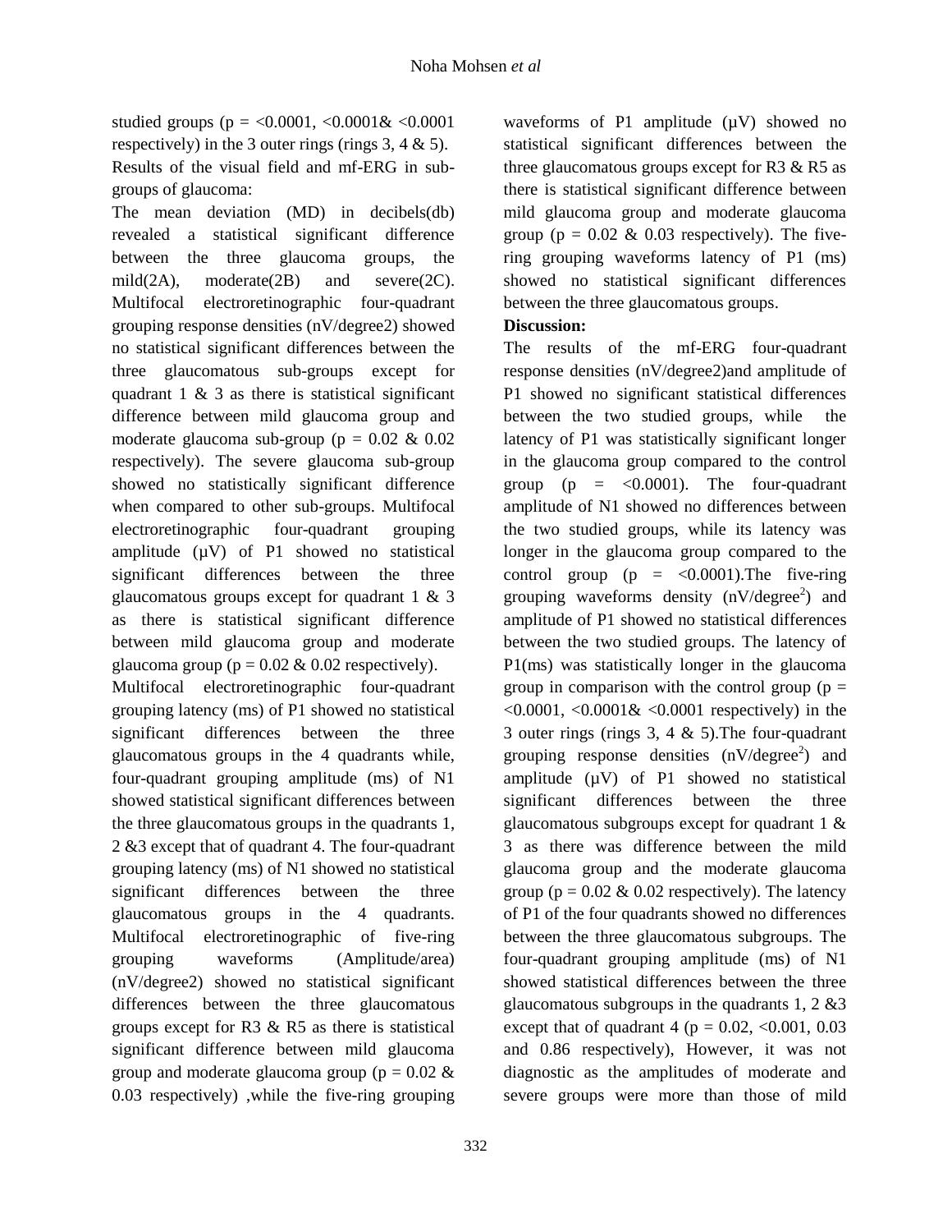studied groups (p = <0.0001, <0.0001& <0.0001 respectively) in the 3 outer rings (rings 3, 4 & 5).

Results of the visual field and mf-ERG in sub-groups of glaucoma:

The mean deviation (MD) in decibels(db) revealed a statistical significant difference between the three glaucoma groups, the mild(2A), moderate(2B) and severe(2C). Multifocal electroretinographic four-quadrant grouping response densities (nV/degree2) showed no statistical significant differences between the three glaucomatous sub-groups except for quadrant 1 & 3 as there is statistical significant difference between mild glaucoma group and moderate glaucoma sub-group (p = 0.02 & 0.02 respectively). The severe glaucoma sub-group showed no statistically significant difference when compared to other sub-groups. Multifocal electroretinographic four-quadrant grouping amplitude (µV) of P1 showed no statistical significant differences between the three glaucomatous groups except for quadrant 1 & 3 as there is statistical significant difference between mild glaucoma group and moderate glaucoma group (p = 0.02 & 0.02 respectively).

Multifocal electroretinographic four-quadrant grouping latency (ms) of P1 showed no statistical significant differences between the three glaucomatous groups in the 4 quadrants while, four-quadrant grouping amplitude (ms) of N1 showed statistical significant differences between the three glaucomatous groups in the quadrants 1, 2 &3 except that of quadrant 4. The four-quadrant grouping latency (ms) of N1 showed no statistical significant differences between the three glaucomatous groups in the 4 quadrants. Multifocal electroretinographic of five-ring grouping waveforms (Amplitude/area) (nV/degree2) showed no statistical significant differences between the three glaucomatous groups except for R3 & R5 as there is statistical significant difference between mild glaucoma group and moderate glaucoma group (p = 0.02 & 0.03 respectively) ,while the five-ring grouping waveforms of P1 amplitude (µV) showed no statistical significant differences between the three glaucomatous groups except for R3 & R5 as there is statistical significant difference between mild glaucoma group and moderate glaucoma group (p = 0.02 & 0.03 respectively). The five-ring grouping waveforms latency of P1 (ms) showed no statistical significant differences between the three glaucomatous groups.

**Discussion:**

The results of the mf-ERG four-quadrant response densities (nV/degree2)and amplitude of P1 showed no significant statistical differences between the two studied groups, while the latency of P1 was statistically significant longer in the glaucoma group compared to the control group (p = <0.0001). The four-quadrant amplitude of N1 showed no differences between the two studied groups, while its latency was longer in the glaucoma group compared to the control group (p = <0.0001).The five-ring grouping waveforms density (nV/degree$^2$) and amplitude of P1 showed no statistical differences between the two studied groups. The latency of P1(ms) was statistically longer in the glaucoma group in comparison with the control group (p = <0.0001, <0.0001& <0.0001 respectively) in the 3 outer rings (rings 3, 4 & 5).The four-quadrant grouping response densities (nV/degree$^2$) and amplitude (µV) of P1 showed no statistical significant differences between the three glaucomatous subgroups except for quadrant 1 & 3 as there was difference between the mild glaucoma group and the moderate glaucoma group (p = 0.02 & 0.02 respectively). The latency of P1 of the four quadrants showed no differences between the three glaucomatous subgroups. The four-quadrant grouping amplitude (ms) of N1 showed statistical differences between the three glaucomatous subgroups in the quadrants 1, 2 &3 except that of quadrant 4 (p = 0.02, <0.001, 0.03 and 0.86 respectively), However, it was not diagnostic as the amplitudes of moderate and severe groups were more than those of mild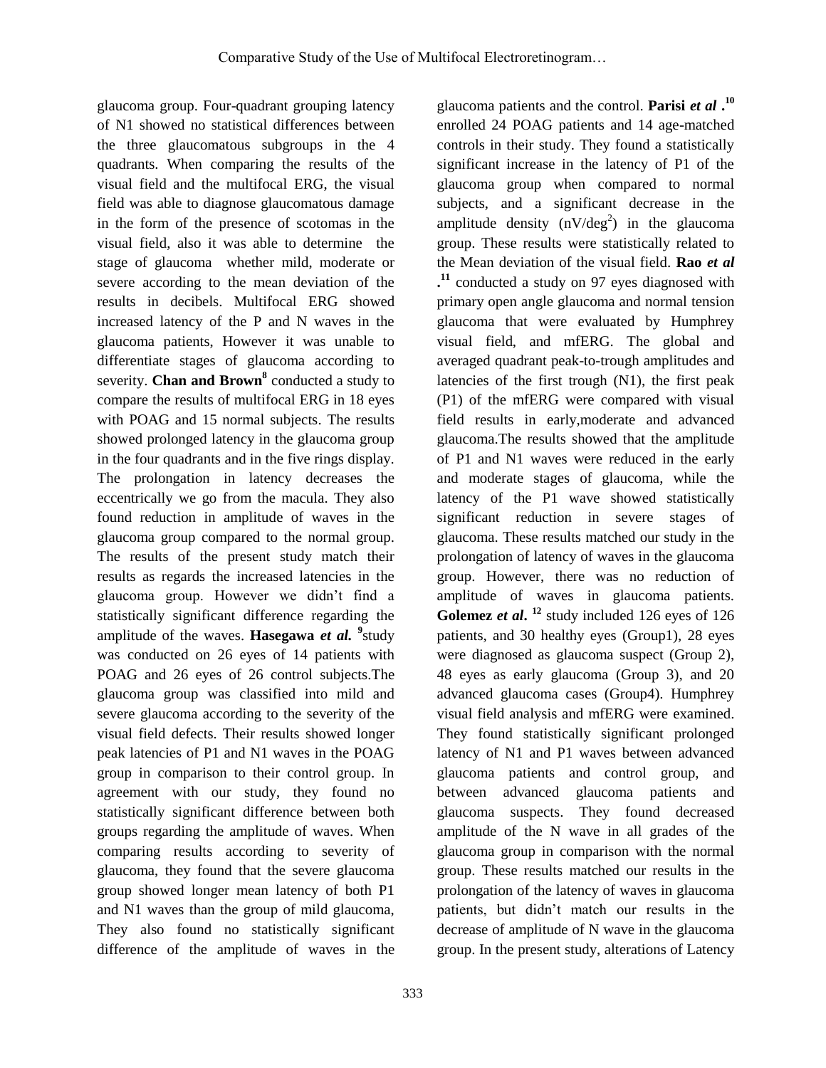glaucoma group. Four-quadrant grouping latency of N1 showed no statistical differences between the three glaucomatous subgroups in the 4 quadrants. When comparing the results of the visual field and the multifocal ERG, the visual field was able to diagnose glaucomatous damage in the form of the presence of scotomas in the visual field, also it was able to determine the stage of glaucoma whether mild, moderate or severe according to the mean deviation of the results in decibels. Multifocal ERG showed increased latency of the P and N waves in the glaucoma patients, However it was unable to differentiate stages of glaucoma according to severity. **Chan and Brown**[8] conducted a study to compare the results of multifocal ERG in 18 eyes with POAG and 15 normal subjects. The results showed prolonged latency in the glaucoma group in the four quadrants and in the five rings display. The prolongation in latency decreases the eccentrically we go from the macula. They also found reduction in amplitude of waves in the glaucoma group compared to the normal group. The results of the present study match their results as regards the increased latencies in the glaucoma group. However we didn't find a statistically significant difference regarding the amplitude of the waves. **Hasegawa *et al.*** [9]study was conducted on 26 eyes of 14 patients with POAG and 26 eyes of 26 control subjects.The glaucoma group was classified into mild and severe glaucoma according to the severity of the visual field defects. Their results showed longer peak latencies of P1 and N1 waves in the POAG group in comparison to their control group. In agreement with our study, they found no statistically significant difference between both groups regarding the amplitude of waves. When comparing results according to severity of glaucoma, they found that the severe glaucoma group showed longer mean latency of both P1 and N1 waves than the group of mild glaucoma, They also found no statistically significant difference of the amplitude of waves in the glaucoma patients and the control. **Parisi *et al*** .[10] enrolled 24 POAG patients and 14 age-matched controls in their study. They found a statistically significant increase in the latency of P1 of the glaucoma group when compared to normal subjects, and a significant decrease in the amplitude density ($nV/deg^2$) in the glaucoma group. These results were statistically related to the Mean deviation of the visual field. **Rao *et al*** .[11] conducted a study on 97 eyes diagnosed with primary open angle glaucoma and normal tension glaucoma that were evaluated by Humphrey visual field, and mfERG. The global and averaged quadrant peak-to-trough amplitudes and latencies of the first trough (N1), the first peak (P1) of the mfERG were compared with visual field results in early,moderate and advanced glaucoma.The results showed that the amplitude of P1 and N1 waves were reduced in the early and moderate stages of glaucoma, while the latency of the P1 wave showed statistically significant reduction in severe stages of glaucoma. These results matched our study in the prolongation of latency of waves in the glaucoma group. However, there was no reduction of amplitude of waves in glaucoma patients. **Golemez *et al*.** [12] study included 126 eyes of 126 patients, and 30 healthy eyes (Group1), 28 eyes were diagnosed as glaucoma suspect (Group 2), 48 eyes as early glaucoma (Group 3), and 20 advanced glaucoma cases (Group4). Humphrey visual field analysis and mfERG were examined. They found statistically significant prolonged latency of N1 and P1 waves between advanced glaucoma patients and control group, and between advanced glaucoma patients and glaucoma suspects. They found decreased amplitude of the N wave in all grades of the glaucoma group in comparison with the normal group. These results matched our results in the prolongation of the latency of waves in glaucoma patients, but didn't match our results in the decrease of amplitude of N wave in the glaucoma group. In the present study, alterations of Latency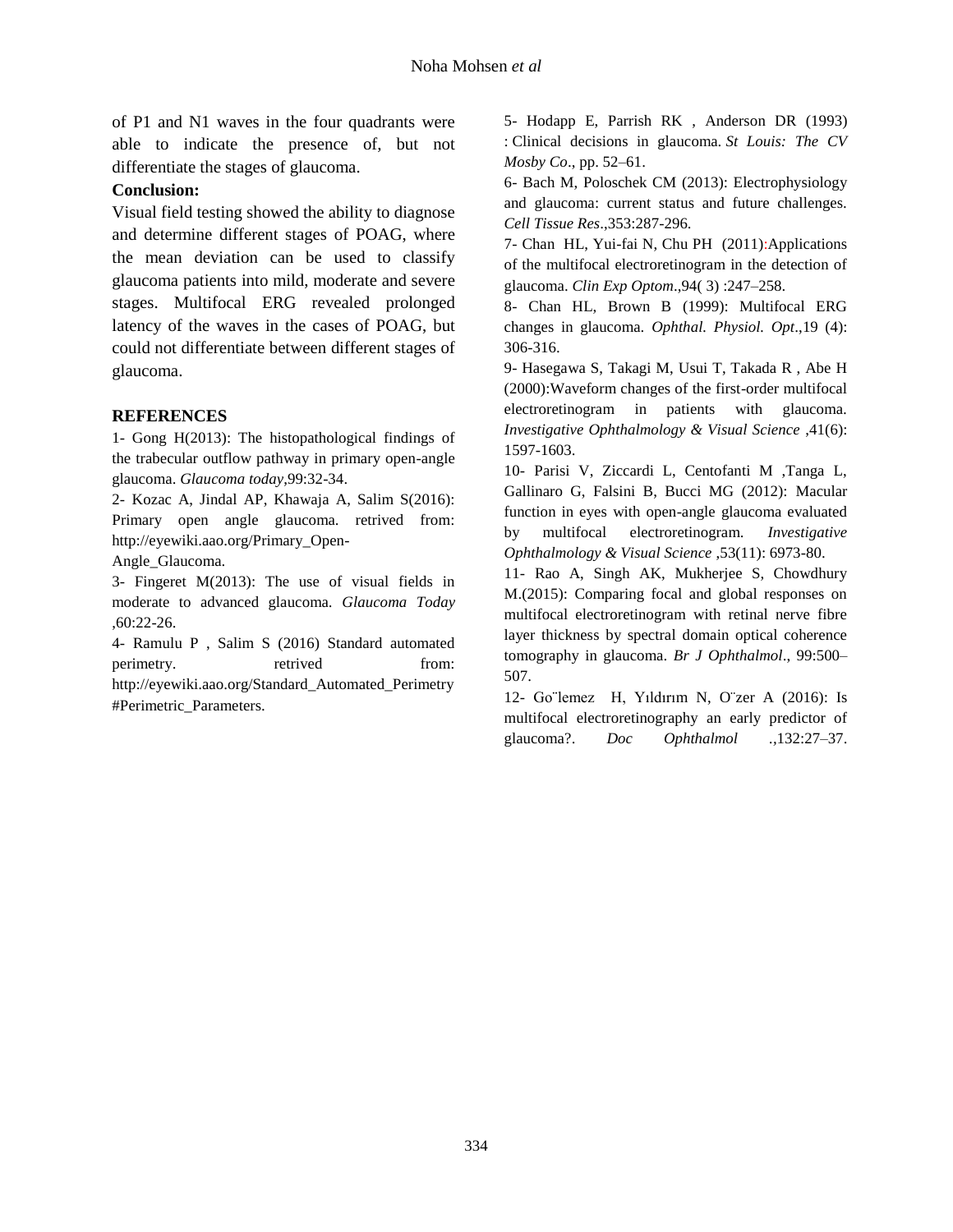of P1 and N1 waves in the four quadrants were able to indicate the presence of, but not differentiate the stages of glaucoma.

**Conclusion:**

Visual field testing showed the ability to diagnose and determine different stages of POAG, where the mean deviation can be used to classify glaucoma patients into mild, moderate and severe stages. Multifocal ERG revealed prolonged latency of the waves in the cases of POAG, but could not differentiate between different stages of glaucoma.

## REFERENCES

1- Gong H(2013): The histopathological findings of the trabecular outflow pathway in primary open-angle glaucoma. *Glaucoma today*,99:32-34.

2- Kozac A, Jindal AP, Khawaja A, Salim S(2016): Primary open angle glaucoma. retrived from: http://eyewiki.aao.org/Primary_Open-Angle_Glaucoma.

3- Fingeret M(2013): The use of visual fields in moderate to advanced glaucoma. *Glaucoma Today* ,60:22-26.

4- Ramulu P , Salim S (2016) Standard automated perimetry. retrived from: http://eyewiki.aao.org/Standard_Automated_Perimetry#Perimetric_Parameters.

5- Hodapp E, Parrish RK , Anderson DR (1993) : Clinical decisions in glaucoma. *St Louis: The CV Mosby Co*., pp. 52–61.

6- Bach M, Poloschek CM (2013): Electrophysiology and glaucoma: current status and future challenges. *Cell Tissue Res*.,353:287-296.

7- Chan HL, Yui-fai N, Chu PH (2011):Applications of the multifocal electroretinogram in the detection of glaucoma. *Clin Exp Optom*.,94( 3) :247–258.

8- Chan HL, Brown B (1999): Multifocal ERG changes in glaucoma. *Ophthal. Physiol. Opt*.,19 (4): 306-316.

9- Hasegawa S, Takagi M, Usui T, Takada R , Abe H (2000):Waveform changes of the first-order multifocal electroretinogram in patients with glaucoma. *Investigative Ophthalmology & Visual Science* ,41(6): 1597-1603.

10- Parisi V, Ziccardi L, Centofanti M ,Tanga L, Gallinaro G, Falsini B, Bucci MG (2012): Macular function in eyes with open-angle glaucoma evaluated by multifocal electroretinogram. *Investigative Ophthalmology & Visual Science* ,53(11): 6973-80.

11- Rao A, Singh AK, Mukherjee S, Chowdhury M.(2015): Comparing focal and global responses on multifocal electroretinogram with retinal nerve fibre layer thickness by spectral domain optical coherence tomography in glaucoma. *Br J Ophthalmol*., 99:500–507.

12- Go¨lemez H, Yıldırım N, O¨zer A (2016): Is multifocal electroretinography an early predictor of glaucoma?. *Doc Ophthalmol* .,132:27–37.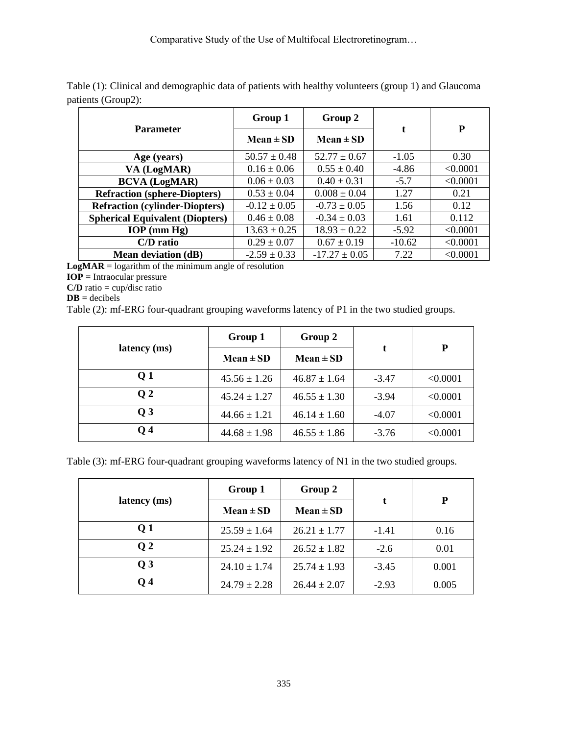Table (1): Clinical and demographic data of patients with healthy volunteers (group 1) and Glaucoma patients (Group2):

| Parameter | Group 1 | Group 2 | t | P |
|---|---|---|---|---|
| | Mean ± SD | Mean ± SD | | |
| **Age (years)** | 50.57 ± 0.48 | 52.77 ± 0.67 | -1.05 | 0.30 |
| **VA (LogMAR)** | 0.16 ± 0.06 | 0.55 ± 0.40 | -4.86 | <0.0001 |
| **BCVA (LogMAR)** | 0.06 ± 0.03 | 0.40 ± 0.31 | -5.7 | <0.0001 |
| **Refraction (sphere-Diopters)** | 0.53 ± 0.04 | 0.008 ± 0.04 | 1.27 | 0.21 |
| **Refraction (cylinder-Diopters)** | -0.12 ± 0.05 | -0.73 ± 0.05 | 1.56 | 0.12 |
| **Spherical Equivalent (Diopters)** | 0.46 ± 0.08 | -0.34 ± 0.03 | 1.61 | 0.112 |
| **IOP (mm Hg)** | 13.63 ± 0.25 | 18.93 ± 0.22 | -5.92 | <0.0001 |
| **C/D ratio** | 0.29 ± 0.07 | 0.67 ± 0.19 | -10.62 | <0.0001 |
| **Mean deviation (dB)** | -2.59 ± 0.33 | -17.27 ± 0.05 | 7.22 | <0.0001 |

**LogMAR** = logarithm of the minimum angle of resolution

**IOP** = Intraocular pressure

**C/D** ratio = cup/disc ratio

**DB** = decibels

Table (2): mf-ERG four-quadrant grouping waveforms latency of P1 in the two studied groups.

| latency (ms) | Group 1 | Group 2 | t | P |
|---|---|---|---|---|
| | Mean ± SD | Mean ± SD | | |
| **Q 1** | 45.56 ± 1.26 | 46.87 ± 1.64 | -3.47 | <0.0001 |
| **Q 2** | 45.24 ± 1.27 | 46.55 ± 1.30 | -3.94 | <0.0001 |
| **Q 3** | 44.66 ± 1.21 | 46.14 ± 1.60 | -4.07 | <0.0001 |
| **Q 4** | 44.68 ± 1.98 | 46.55 ± 1.86 | -3.76 | <0.0001 |

Table (3): mf-ERG four-quadrant grouping waveforms latency of N1 in the two studied groups.

| latency (ms) | Group 1 | Group 2 | t | P |
|---|---|---|---|---|
| | Mean ± SD | Mean ± SD | | |
| **Q 1** | 25.59 ± 1.64 | 26.21 ± 1.77 | -1.41 | 0.16 |
| **Q 2** | 25.24 ± 1.92 | 26.52 ± 1.82 | -2.6 | 0.01 |
| **Q 3** | 24.10 ± 1.74 | 25.74 ± 1.93 | -3.45 | 0.001 |
| **Q 4** | 24.79 ± 2.28 | 26.44 ± 2.07 | -2.93 | 0.005 |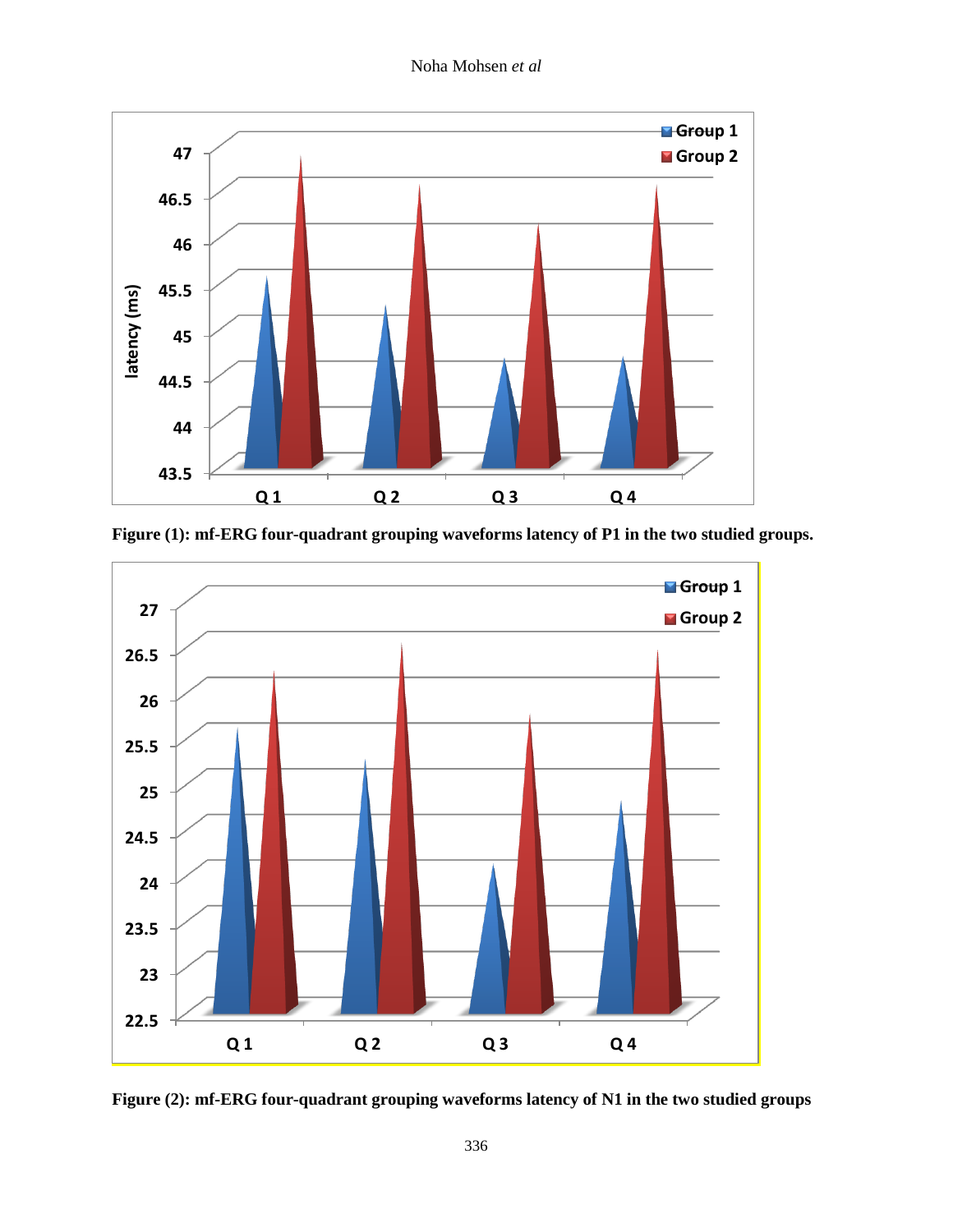latency (ms)

47
46.5
46
45.5
45
44.5
44
43.5

Q 1
Q 2
Q 3
Q 4

Group 1
Group 2

**Figure (1): mf-ERG four-quadrant grouping waveforms latency of P1 in the two studied groups.**

27
26.5
26
25.5
25
24.5
24
23.5
23
22.5

Q 1
Q 2
Q 3
Q 4

Group 1
Group 2

**Figure (2): mf-ERG four-quadrant grouping waveforms latency of N1 in the two studied groups**